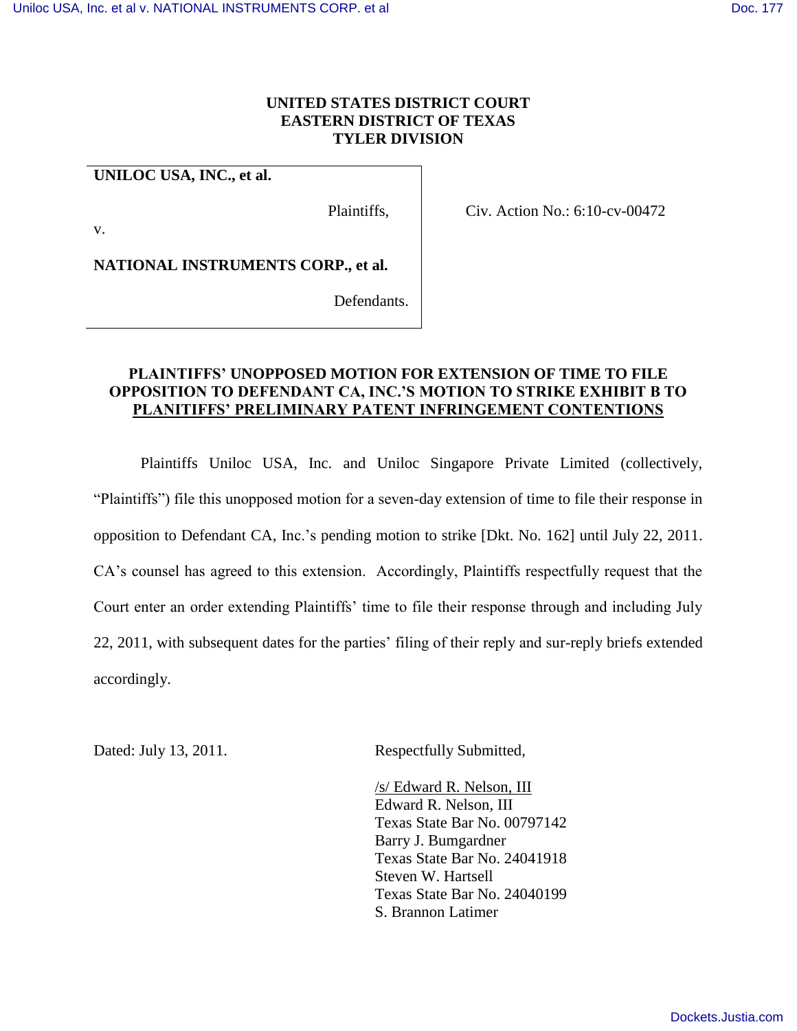**UNITED STATES DISTRICT COURT**
**EASTERN DISTRICT OF TEXAS**
**TYLER DIVISION**

| | |
|---|---|
| **UNILOC USA, INC., et al.** Plaintiffs, v. **NATIONAL INSTRUMENTS CORP., et al.** Defendants. | Civ. Action No.: 6:10-cv-00472 |

**PLAINTIFFS' UNOPPOSED MOTION FOR EXTENSION OF TIME TO FILE OPPOSITION TO DEFENDANT CA, INC.'S MOTION TO STRIKE EXHIBIT B TO PLANITIFFS' PRELIMINARY PATENT INFRINGEMENT CONTENTIONS**

Plaintiffs Uniloc USA, Inc. and Uniloc Singapore Private Limited (collectively, "Plaintiffs") file this unopposed motion for a seven-day extension of time to file their response in opposition to Defendant CA, Inc.'s pending motion to strike [Dkt. No. 162] until July 22, 2011. CA's counsel has agreed to this extension. Accordingly, Plaintiffs respectfully request that the Court enter an order extending Plaintiffs' time to file their response through and including July 22, 2011, with subsequent dates for the parties' filing of their reply and sur-reply briefs extended accordingly.

Dated: July 13, 2011.

Respectfully Submitted,

/s/ Edward R. Nelson, III
Edward R. Nelson, III
Texas State Bar No. 00797142
Barry J. Bumgardner
Texas State Bar No. 24041918
Steven W. Hartsell
Texas State Bar No. 24040199
S. Brannon Latimer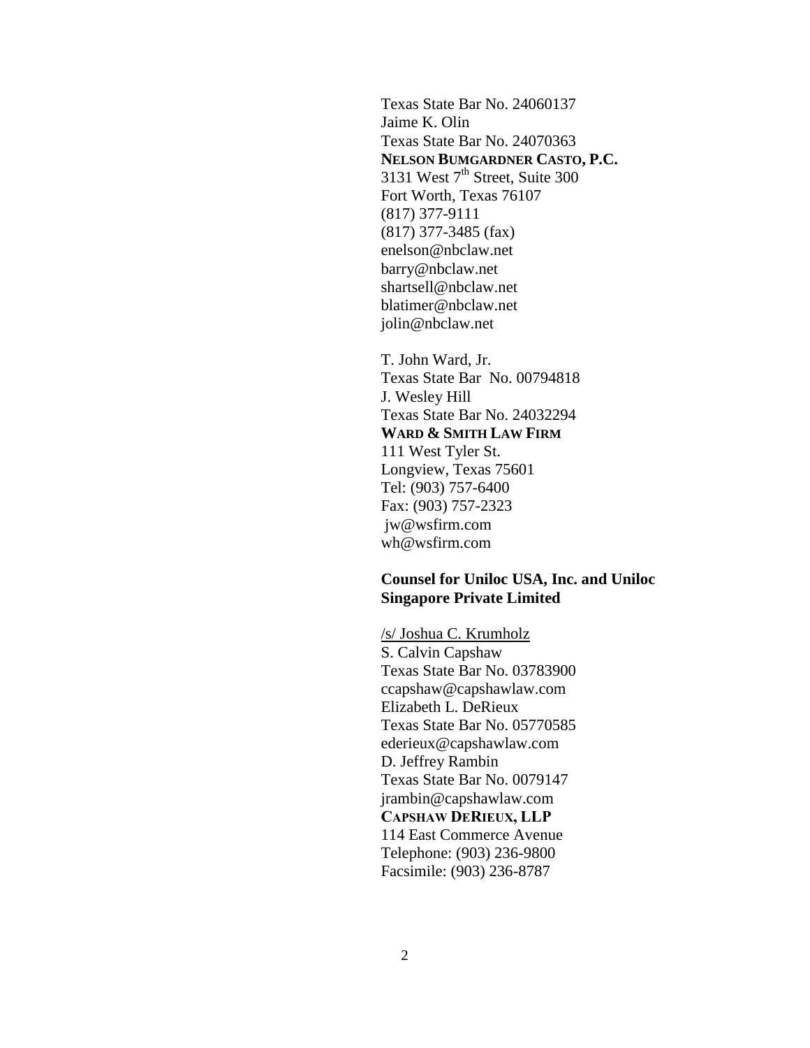Texas State Bar No. 24060137
Jaime K. Olin
Texas State Bar No. 24070363
**NELSON BUMGARDNER CASTO, P.C.**
3131 West 7th Street, Suite 300
Fort Worth, Texas 76107
(817) 377-9111
(817) 377-3485 (fax)
enelson@nbclaw.net
barry@nbclaw.net
shartsell@nbclaw.net
blatimer@nbclaw.net
jolin@nbclaw.net

T. John Ward, Jr.
Texas State Bar No. 00794818
J. Wesley Hill
Texas State Bar No. 24032294
**WARD & SMITH LAW FIRM**
111 West Tyler St.
Longview, Texas 75601
Tel: (903) 757-6400
Fax: (903) 757-2323
jw@wsfirm.com
wh@wsfirm.com

**Counsel for Uniloc USA, Inc. and Uniloc Singapore Private Limited**

/s/ Joshua C. Krumholz
S. Calvin Capshaw
Texas State Bar No. 03783900
ccapshaw@capshawlaw.com
Elizabeth L. DeRieux
Texas State Bar No. 05770585
ederieux@capshawlaw.com
D. Jeffrey Rambin
Texas State Bar No. 0079147
jrambin@capshawlaw.com
**CAPSHAW DERIEUX, LLP**
114 East Commerce Avenue
Telephone: (903) 236-9800
Facsimile: (903) 236-8787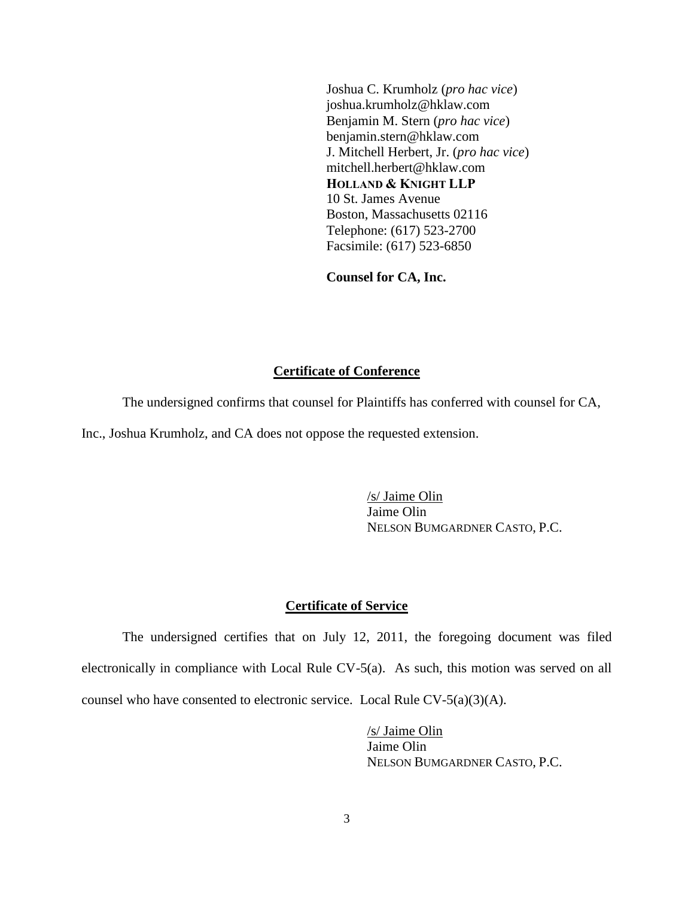Joshua C. Krumholz (*pro hac vice*)
joshua.krumholz@hklaw.com
Benjamin M. Stern (*pro hac vice*)
benjamin.stern@hklaw.com
J. Mitchell Herbert, Jr. (*pro hac vice*)
mitchell.herbert@hklaw.com
**HOLLAND & KNIGHT LLP**
10 St. James Avenue
Boston, Massachusetts 02116
Telephone: (617) 523-2700
Facsimile: (617) 523-6850

**Counsel for CA, Inc.**

## Certificate of Conference

The undersigned confirms that counsel for Plaintiffs has conferred with counsel for CA, Inc., Joshua Krumholz, and CA does not oppose the requested extension.

/s/ Jaime Olin
Jaime Olin
NELSON BUMGARDNER CASTO, P.C.

## Certificate of Service

The undersigned certifies that on July 12, 2011, the foregoing document was filed electronically in compliance with Local Rule CV-5(a). As such, this motion was served on all counsel who have consented to electronic service. Local Rule CV-5(a)(3)(A).

/s/ Jaime Olin
Jaime Olin
NELSON BUMGARDNER CASTO, P.C.